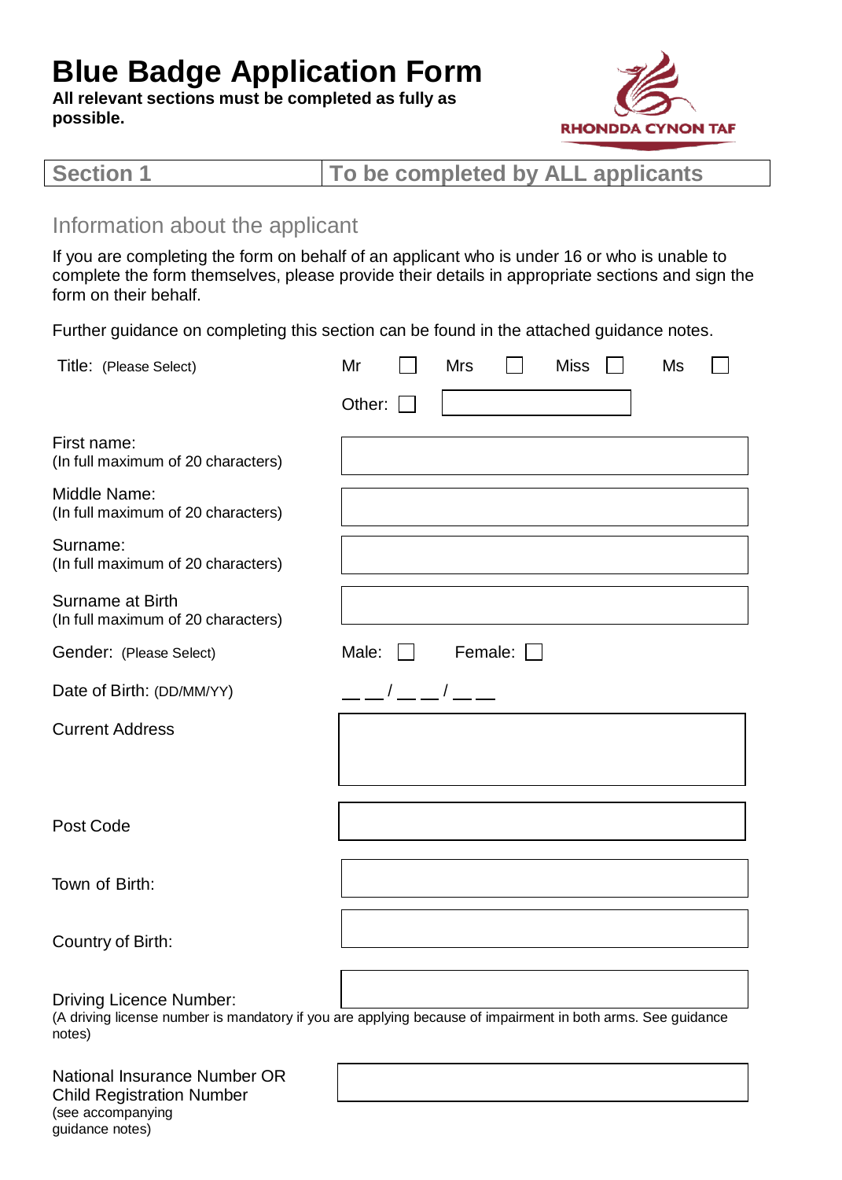# Blue Badge Application Form

**All relevant sections must be completed as fully as possible.**

RHONDDA CYNON TAF

| Section 1 | To be completed by ALL applicants |
|---|---|

## Information about the applicant

If you are completing the form on behalf of an applicant who is under 16 or who is unable to complete the form themselves, please provide their details in appropriate sections and sign the form on their behalf.

Further guidance on completing this section can be found in the attached guidance notes.

Title: (Please Select) Mr ☐ Mrs ☐ Miss ☐ Ms ☐

Other: ☐ [ ]

First name: (In full maximum of 20 characters) [ ]

Middle Name: (In full maximum of 20 characters) [ ]

Surname: (In full maximum of 20 characters) [ ]

Surname at Birth (In full maximum of 20 characters) [ ]

Gender: (Please Select) Male: ☐ Female: ☐

Date of Birth: (DD/MM/YY) __ __ / __ __ / __ __

Current Address [ ]

Post Code [ ]

Town of Birth: [ ]

Country of Birth: [ ]

Driving Licence Number: [ ]
(A driving license number is mandatory if you are applying because of impairment in both arms. See guidance notes)

National Insurance Number OR Child Registration Number (see accompanying guidance notes) [ ]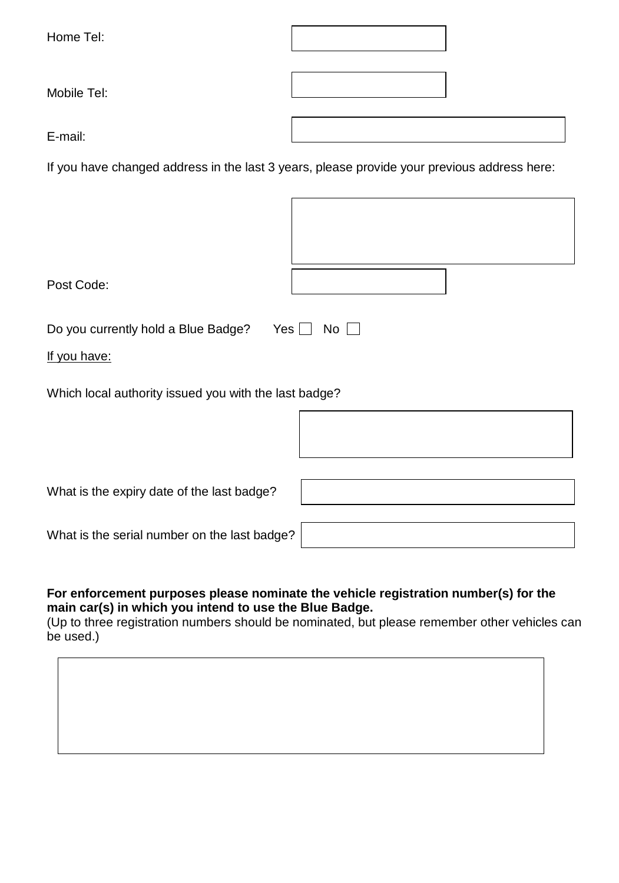Home Tel:

Mobile Tel:

E-mail:

If you have changed address in the last 3 years, please provide your previous address here:

Post Code:

Do you currently hold a Blue Badge? Yes ☐ No ☐

<u>If you have:</u>

Which local authority issued you with the last badge?

What is the expiry date of the last badge?

What is the serial number on the last badge?

**For enforcement purposes please nominate the vehicle registration number(s) for the main car(s) in which you intend to use the Blue Badge.**
(Up to three registration numbers should be nominated, but please remember other vehicles can be used.)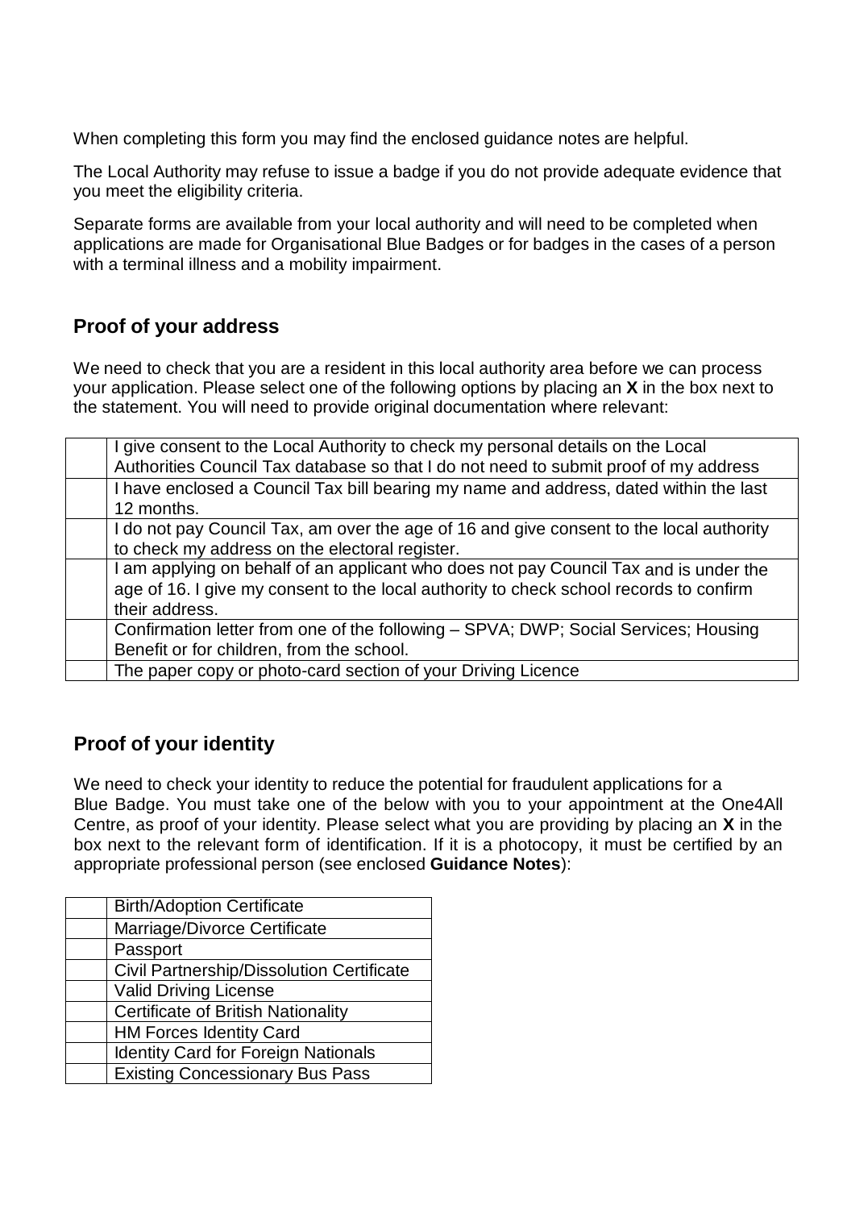When completing this form you may find the enclosed guidance notes are helpful.

The Local Authority may refuse to issue a badge if you do not provide adequate evidence that you meet the eligibility criteria.

Separate forms are available from your local authority and will need to be completed when applications are made for Organisational Blue Badges or for badges in the cases of a person with a terminal illness and a mobility impairment.

## Proof of your address

We need to check that you are a resident in this local authority area before we can process your application. Please select one of the following options by placing an **X** in the box next to the statement. You will need to provide original documentation where relevant:

| | |
|---|---|
| | I give consent to the Local Authority to check my personal details on the Local Authorities Council Tax database so that I do not need to submit proof of my address |
| | I have enclosed a Council Tax bill bearing my name and address, dated within the last 12 months. |
| | I do not pay Council Tax, am over the age of 16 and give consent to the local authority to check my address on the electoral register. |
| | I am applying on behalf of an applicant who does not pay Council Tax and is under the age of 16. I give my consent to the local authority to check school records to confirm their address. |
| | Confirmation letter from one of the following – SPVA; DWP; Social Services; Housing Benefit or for children, from the school. |
| | The paper copy or photo-card section of your Driving Licence |

## Proof of your identity

We need to check your identity to reduce the potential for fraudulent applications for a Blue Badge. You must take one of the below with you to your appointment at the One4All Centre, as proof of your identity. Please select what you are providing by placing an **X** in the box next to the relevant form of identification. If it is a photocopy, it must be certified by an appropriate professional person (see enclosed **Guidance Notes**):

| | |
|---|---|
| | Birth/Adoption Certificate |
| | Marriage/Divorce Certificate |
| | Passport |
| | Civil Partnership/Dissolution Certificate |
| | Valid Driving License |
| | Certificate of British Nationality |
| | HM Forces Identity Card |
| | Identity Card for Foreign Nationals |
| | Existing Concessionary Bus Pass |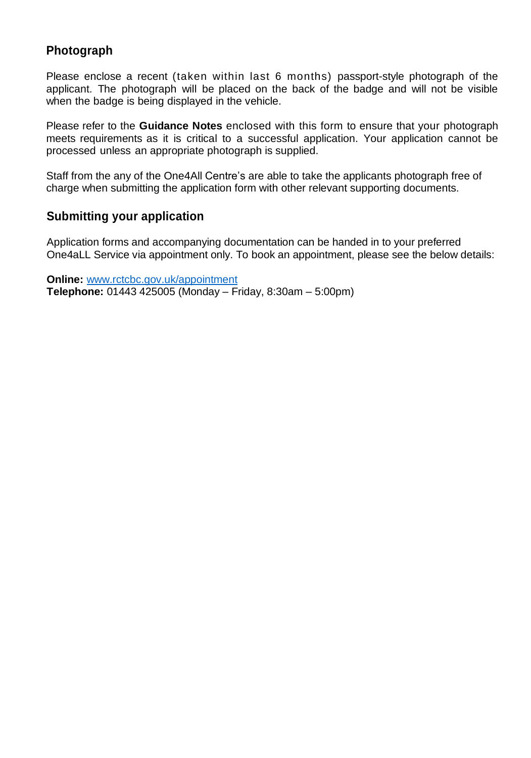## Photograph

Please enclose a recent (taken within last 6 months) passport-style photograph of the applicant. The photograph will be placed on the back of the badge and will not be visible when the badge is being displayed in the vehicle.

Please refer to the **Guidance Notes** enclosed with this form to ensure that your photograph meets requirements as it is critical to a successful application. Your application cannot be processed unless an appropriate photograph is supplied.

Staff from the any of the One4All Centre's are able to take the applicants photograph free of charge when submitting the application form with other relevant supporting documents.

## Submitting your application

Application forms and accompanying documentation can be handed in to your preferred One4aLL Service via appointment only. To book an appointment, please see the below details:

**Online:** [www.rctcbc.gov.uk/appointment](www.rctcbc.gov.uk/appointment)
**Telephone:** 01443 425005 (Monday – Friday, 8:30am – 5:00pm)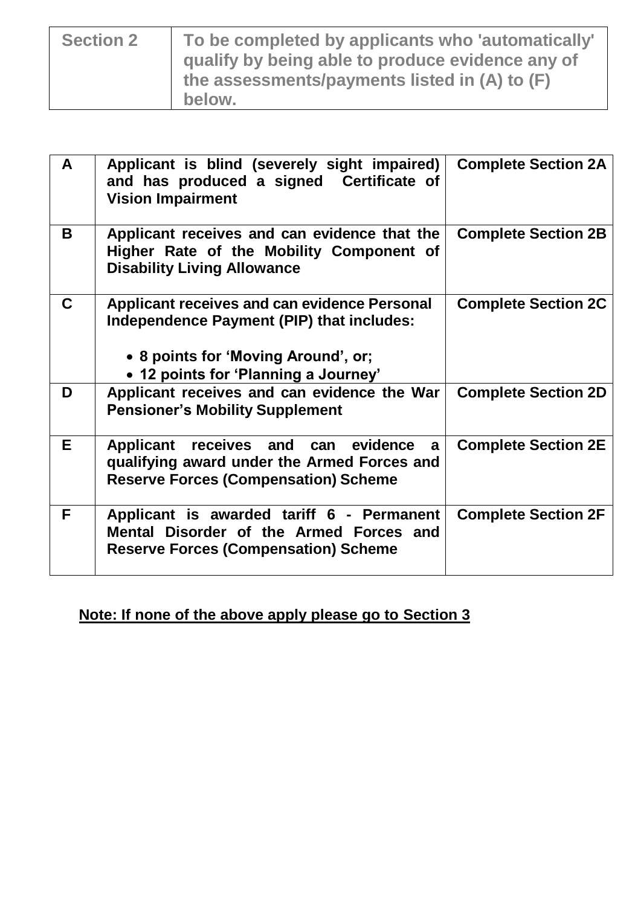| Section 2 | To be completed by applicants who 'automatically' qualify by being able to produce evidence any of the assessments/payments listed in (A) to (F) below. |
| --- | --- |

| | | |
| --- | --- | --- |
| **A** | **Applicant is blind (severely sight impaired) and has produced a signed Certificate of Vision Impairment** | **Complete Section 2A** |
| **B** | **Applicant receives and can evidence that the Higher Rate of the Mobility Component of Disability Living Allowance** | **Complete Section 2B** |
| **C** | **Applicant receives and can evidence Personal Independence Payment (PIP) that includes:**<br>• **8 points for 'Moving Around', or;**<br>• **12 points for 'Planning a Journey'** | **Complete Section 2C** |
| **D** | **Applicant receives and can evidence the War Pensioner's Mobility Supplement** | **Complete Section 2D** |
| **E** | **Applicant receives and can evidence a qualifying award under the Armed Forces and Reserve Forces (Compensation) Scheme** | **Complete Section 2E** |
| **F** | **Applicant is awarded tariff 6 - Permanent Mental Disorder of the Armed Forces and Reserve Forces (Compensation) Scheme** | **Complete Section 2F** |

**Note: If none of the above apply please go to Section 3**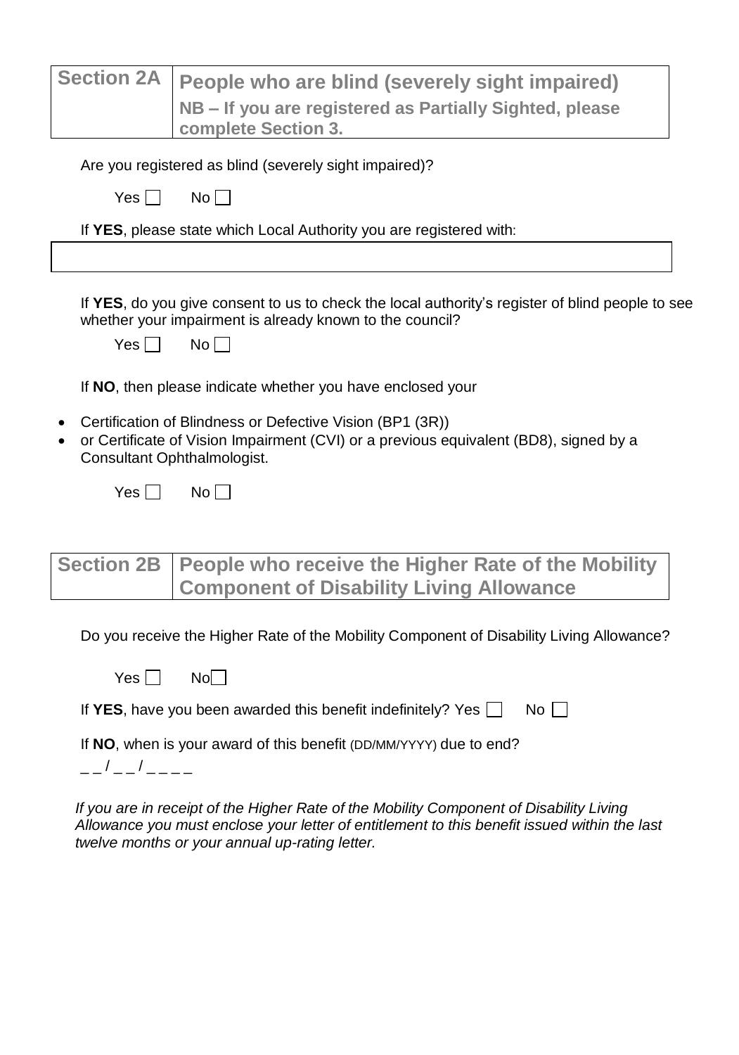| Section 2A | People who are blind (severely sight impaired)<br>NB – If you are registered as Partially Sighted, please complete Section 3. |
|---|---|

Are you registered as blind (severely sight impaired)?

Yes ☐ No ☐

If **YES**, please state which Local Authority you are registered with:

| |
|---|
| |

If **YES**, do you give consent to us to check the local authority's register of blind people to see whether your impairment is already known to the council?

Yes ☐ No ☐

If **NO**, then please indicate whether you have enclosed your

- Certification of Blindness or Defective Vision (BP1 (3R))
- or Certificate of Vision Impairment (CVI) or a previous equivalent (BD8), signed by a Consultant Ophthalmologist.

Yes ☐ No ☐

| Section 2B | People who receive the Higher Rate of the Mobility Component of Disability Living Allowance |
|---|---|

Do you receive the Higher Rate of the Mobility Component of Disability Living Allowance?

Yes ☐ No ☐

If **YES**, have you been awarded this benefit indefinitely? Yes ☐ No ☐

If **NO**, when is your award of this benefit (DD/MM/YYYY) due to end?

_ _ / _ _ / _ _ _ _

*If you are in receipt of the Higher Rate of the Mobility Component of Disability Living Allowance you must enclose your letter of entitlement to this benefit issued within the last twelve months or your annual up-rating letter.*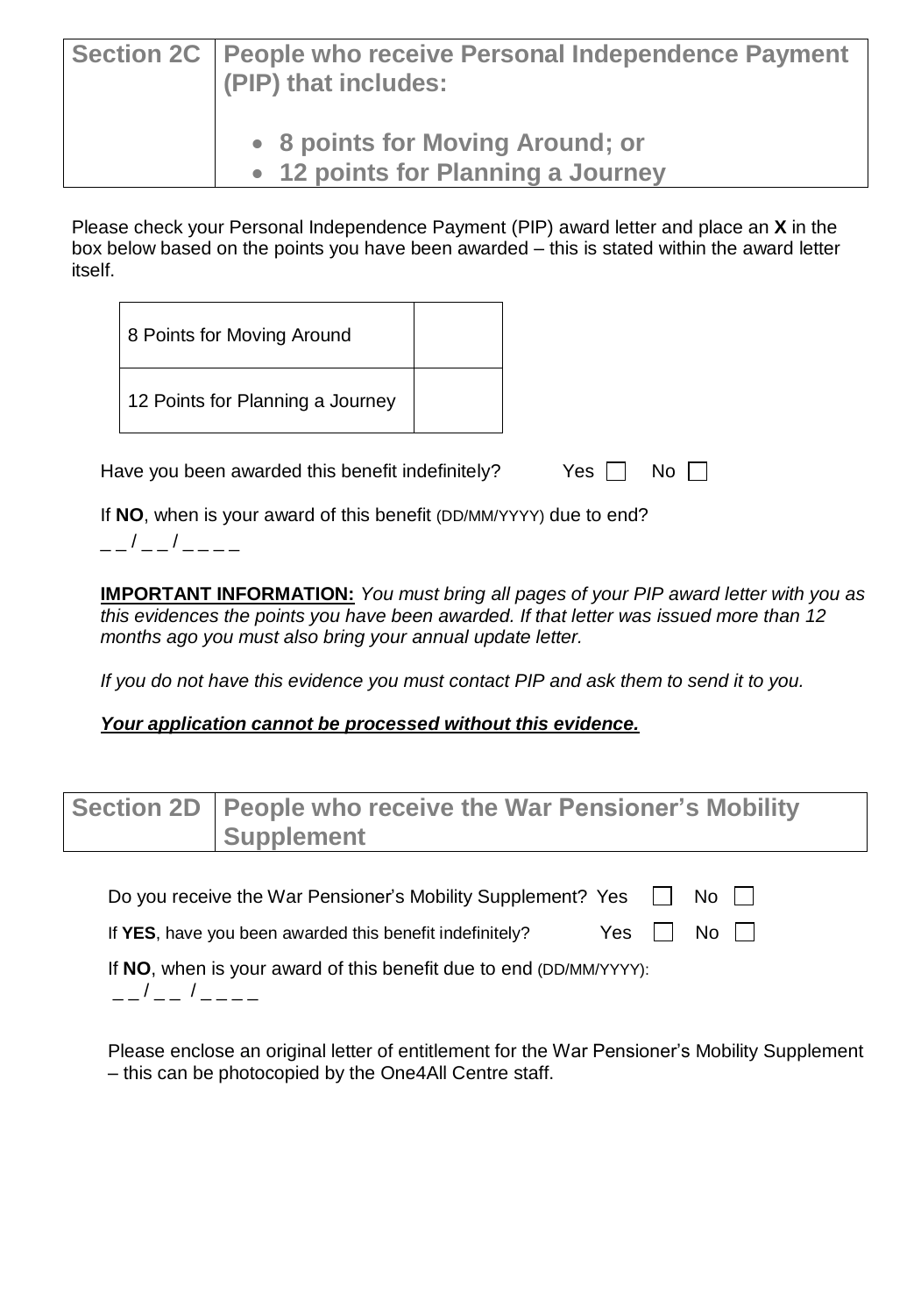| Section 2C | People who receive Personal Independence Payment (PIP) that includes:<br><br>• 8 points for Moving Around; or<br>• 12 points for Planning a Journey |
|---|---|

Please check your Personal Independence Payment (PIP) award letter and place an **X** in the box below based on the points you have been awarded – this is stated within the award letter itself.

| 8 Points for Moving Around | |
|---|---|
| 12 Points for Planning a Journey | |

Have you been awarded this benefit indefinitely? Yes ☐ No ☐

If **NO**, when is your award of this benefit (DD/MM/YYYY) due to end?

_ _ / _ _ / _ _ _ _

**IMPORTANT INFORMATION:** *You must bring all pages of your PIP award letter with you as this evidences the points you have been awarded. If that letter was issued more than 12 months ago you must also bring your annual update letter.*

*If you do not have this evidence you must contact PIP and ask them to send it to you.*

***Your application cannot be processed without this evidence.***

| Section 2D | People who receive the War Pensioner's Mobility Supplement |
|---|---|

Do you receive the War Pensioner's Mobility Supplement? Yes ☐ No ☐

If **YES**, have you been awarded this benefit indefinitely? Yes ☐ No ☐

If **NO**, when is your award of this benefit due to end (DD/MM/YYYY):

_ _ / _ _ / _ _ _ _

Please enclose an original letter of entitlement for the War Pensioner's Mobility Supplement – this can be photocopied by the One4All Centre staff.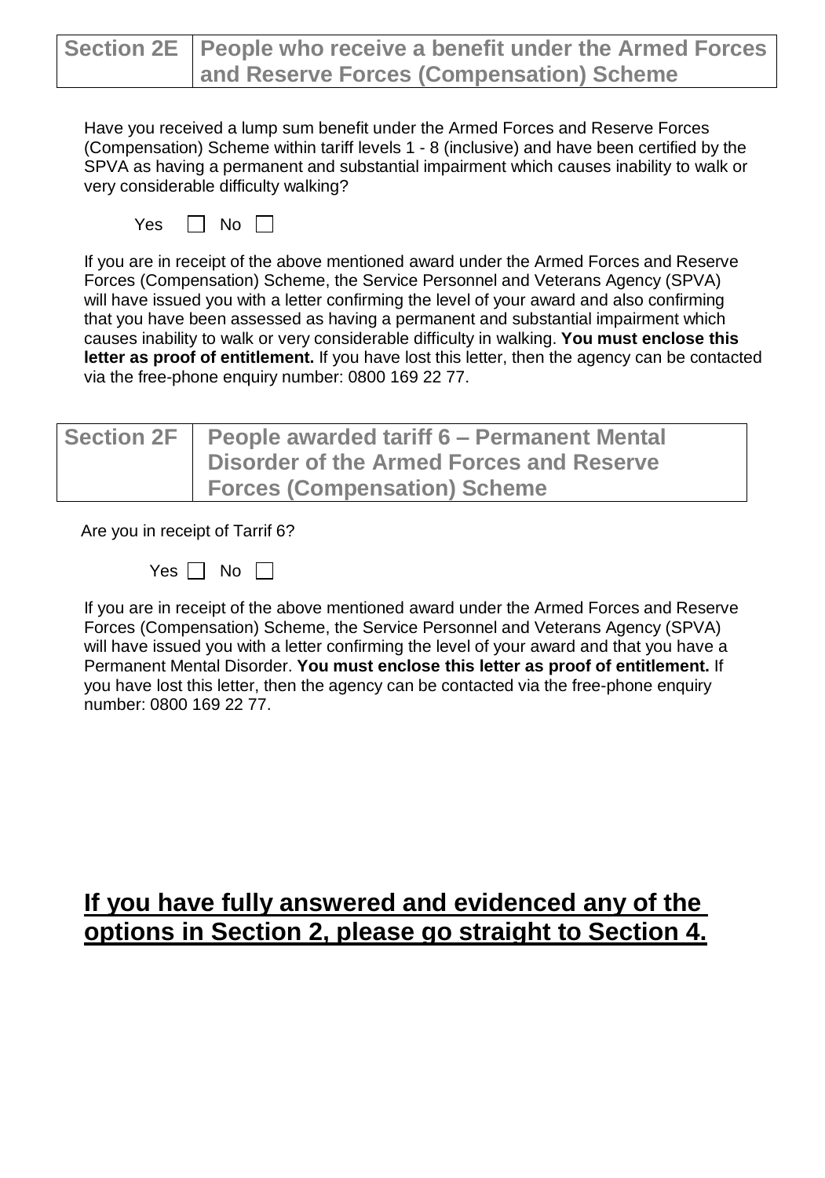## Section 2E | People who receive a benefit under the Armed Forces and Reserve Forces (Compensation) Scheme

Have you received a lump sum benefit under the Armed Forces and Reserve Forces (Compensation) Scheme within tariff levels 1 - 8 (inclusive) and have been certified by the SPVA as having a permanent and substantial impairment which causes inability to walk or very considerable difficulty walking?

Yes ☐ No ☐

If you are in receipt of the above mentioned award under the Armed Forces and Reserve Forces (Compensation) Scheme, the Service Personnel and Veterans Agency (SPVA) will have issued you with a letter confirming the level of your award and also confirming that you have been assessed as having a permanent and substantial impairment which causes inability to walk or very considerable difficulty in walking. **You must enclose this letter as proof of entitlement.** If you have lost this letter, then the agency can be contacted via the free-phone enquiry number: 0800 169 22 77.

## Section 2F | People awarded tariff 6 – Permanent Mental Disorder of the Armed Forces and Reserve Forces (Compensation) Scheme

Are you in receipt of Tarrif 6?

Yes ☐ No ☐

If you are in receipt of the above mentioned award under the Armed Forces and Reserve Forces (Compensation) Scheme, the Service Personnel and Veterans Agency (SPVA) will have issued you with a letter confirming the level of your award and that you have a Permanent Mental Disorder. **You must enclose this letter as proof of entitlement.** If you have lost this letter, then the agency can be contacted via the free-phone enquiry number: 0800 169 22 77.

## **If you have fully answered and evidenced any of the options in Section 2, please go straight to Section 4.**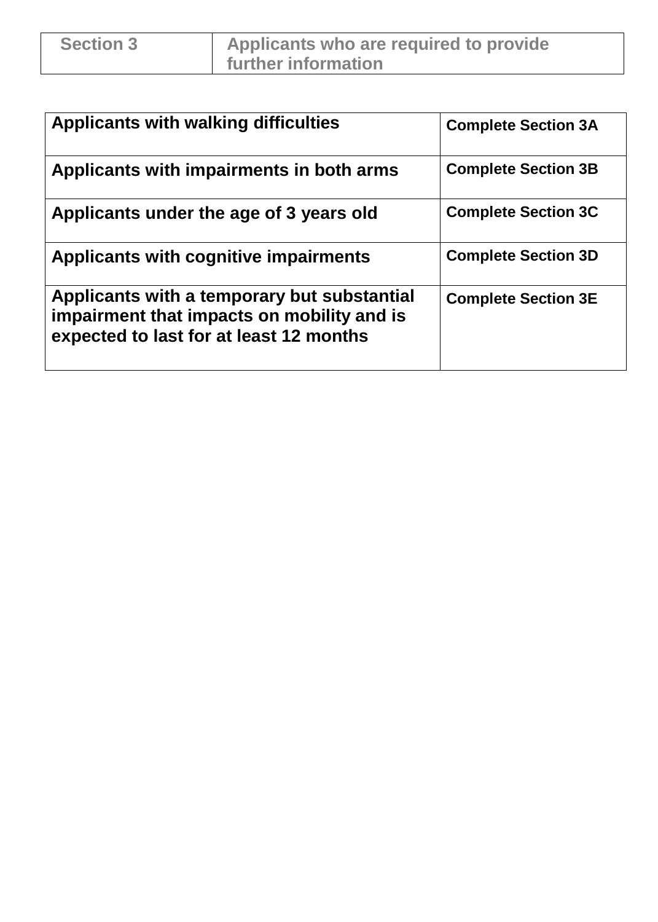| Section 3 | Applicants who are required to provide further information |
|---|---|

| Applicants with walking difficulties | Complete Section 3A |
|---|---|
| Applicants with impairments in both arms | Complete Section 3B |
| Applicants under the age of 3 years old | Complete Section 3C |
| Applicants with cognitive impairments | Complete Section 3D |
| Applicants with a temporary but substantial impairment that impacts on mobility and is expected to last for at least 12 months | Complete Section 3E |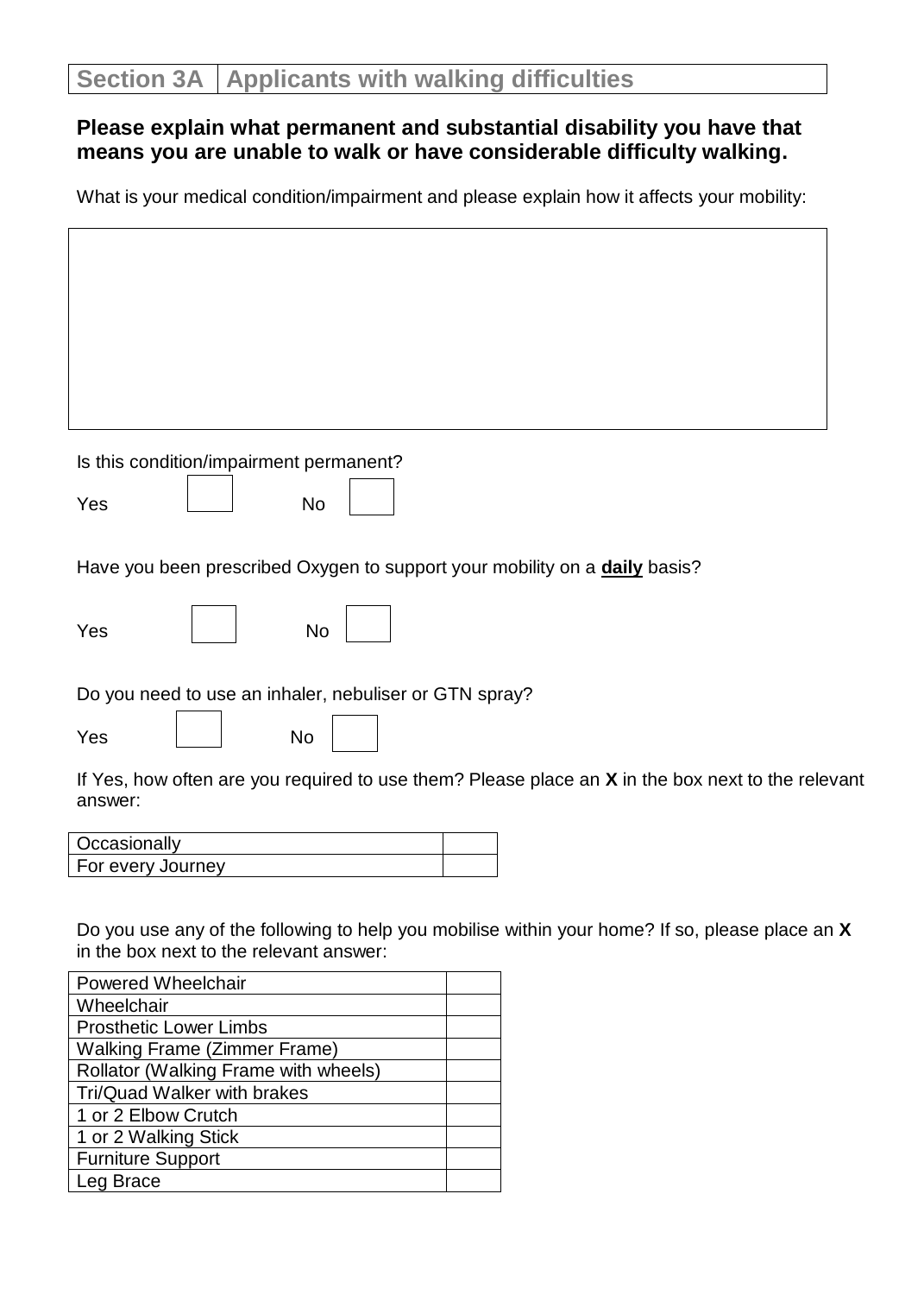## Section 3A | Applicants with walking difficulties

**Please explain what permanent and substantial disability you have that means you are unable to walk or have considerable difficulty walking.**

What is your medical condition/impairment and please explain how it affects your mobility:

| |
|---|
| |

Is this condition/impairment permanent?

Yes ☐ No ☐

Have you been prescribed Oxygen to support your mobility on a **<u>daily</u>** basis?

Yes ☐ No ☐

Do you need to use an inhaler, nebuliser or GTN spray?

Yes ☐ No ☐

If Yes, how often are you required to use them? Please place an **X** in the box next to the relevant answer:

| | |
|---|---|
| Occasionally | |
| For every Journey | |

Do you use any of the following to help you mobilise within your home? If so, please place an **X** in the box next to the relevant answer:

| | |
|---|---|
| Powered Wheelchair | |
| Wheelchair | |
| Prosthetic Lower Limbs | |
| Walking Frame (Zimmer Frame) | |
| Rollator (Walking Frame with wheels) | |
| Tri/Quad Walker with brakes | |
| 1 or 2 Elbow Crutch | |
| 1 or 2 Walking Stick | |
| Furniture Support | |
| Leg Brace | |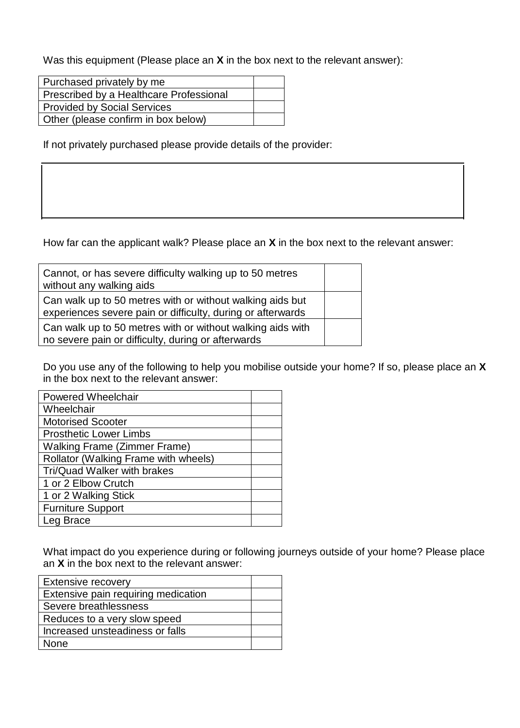Was this equipment (Please place an **X** in the box next to the relevant answer):

| | |
|---|---|
| Purchased privately by me | |
| Prescribed by a Healthcare Professional | |
| Provided by Social Services | |
| Other (please confirm in box below) | |

If not privately purchased please provide details of the provider:

| |
|---|
| |

How far can the applicant walk? Please place an **X** in the box next to the relevant answer:

| | |
|---|---|
| Cannot, or has severe difficulty walking up to 50 metres without any walking aids | |
| Can walk up to 50 metres with or without walking aids but experiences severe pain or difficulty, during or afterwards | |
| Can walk up to 50 metres with or without walking aids with no severe pain or difficulty, during or afterwards | |

Do you use any of the following to help you mobilise outside your home? If so, please place an **X** in the box next to the relevant answer:

| | |
|---|---|
| Powered Wheelchair | |
| Wheelchair | |
| Motorised Scooter | |
| Prosthetic Lower Limbs | |
| Walking Frame (Zimmer Frame) | |
| Rollator (Walking Frame with wheels) | |
| Tri/Quad Walker with brakes | |
| 1 or 2 Elbow Crutch | |
| 1 or 2 Walking Stick | |
| Furniture Support | |
| Leg Brace | |

What impact do you experience during or following journeys outside of your home? Please place an **X** in the box next to the relevant answer:

| | |
|---|---|
| Extensive recovery | |
| Extensive pain requiring medication | |
| Severe breathlessness | |
| Reduces to a very slow speed | |
| Increased unsteadiness or falls | |
| None | |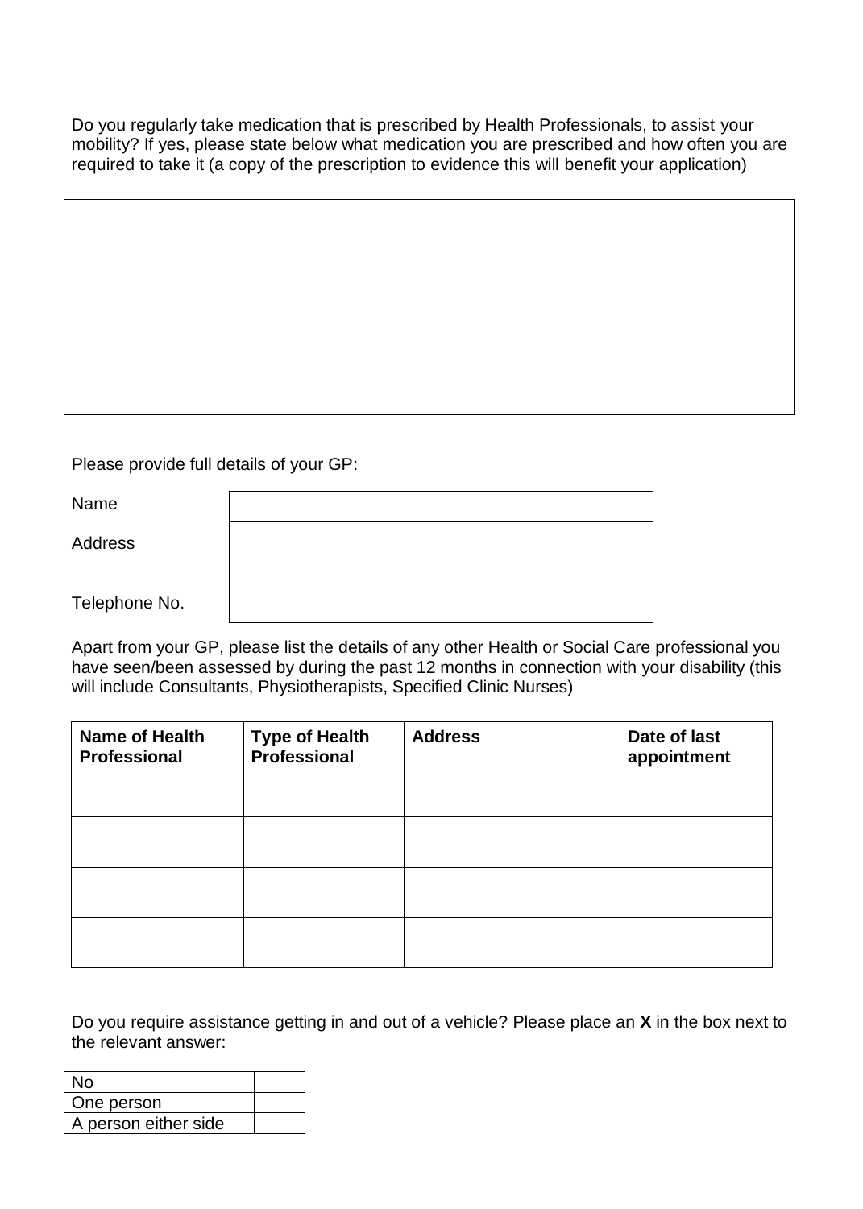Do you regularly take medication that is prescribed by Health Professionals, to assist your mobility? If yes, please state below what medication you are prescribed and how often you are required to take it (a copy of the prescription to evidence this will benefit your application)

| |
|---|
| |

Please provide full details of your GP:

| | |
|---|---|
| Name | |
| Address | |
| Telephone No. | |

Apart from your GP, please list the details of any other Health or Social Care professional you have seen/been assessed by during the past 12 months in connection with your disability (this will include Consultants, Physiotherapists, Specified Clinic Nurses)

| **Name of Health Professional** | **Type of Health Professional** | **Address** | **Date of last appointment** |
|---|---|---|---|
| | | | |
| | | | |
| | | | |
| | | | |

Do you require assistance getting in and out of a vehicle? Please place an **X** in the box next to the relevant answer:

| | |
|---|---|
| No | |
| One person | |
| A person either side | |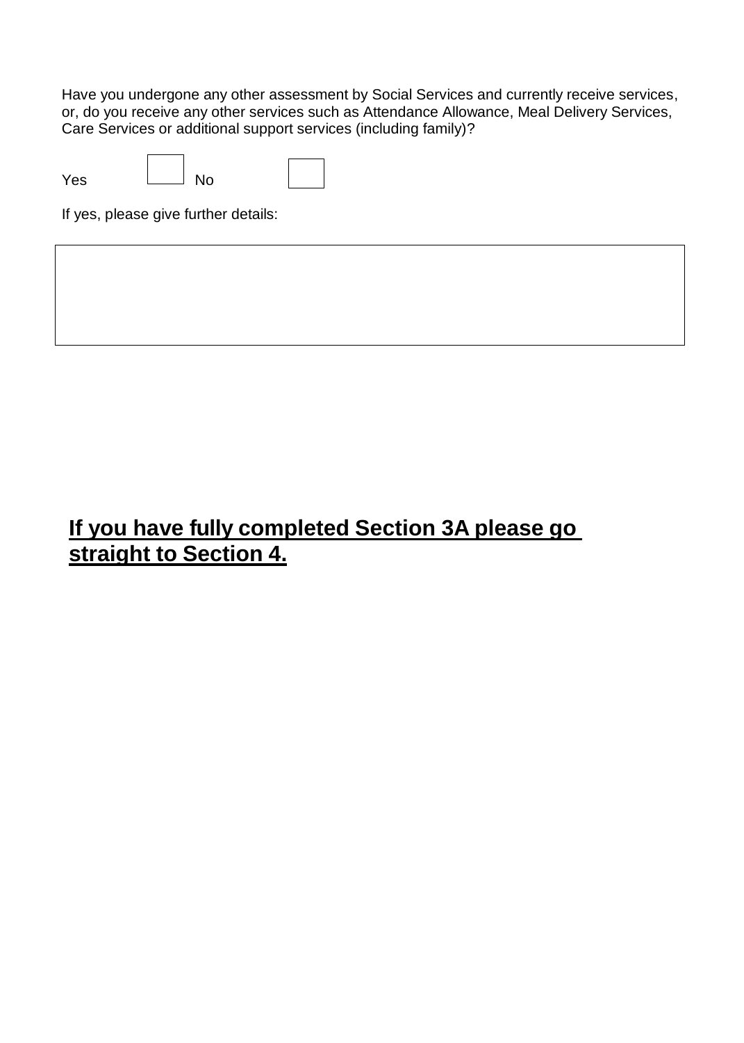Have you undergone any other assessment by Social Services and currently receive services, or, do you receive any other services such as Attendance Allowance, Meal Delivery Services, Care Services or additional support services (including family)?

Yes ☐ No ☐

If yes, please give further details:

|   |
|---|
|   |

**<u>If you have fully completed Section 3A please go straight to Section 4.</u>**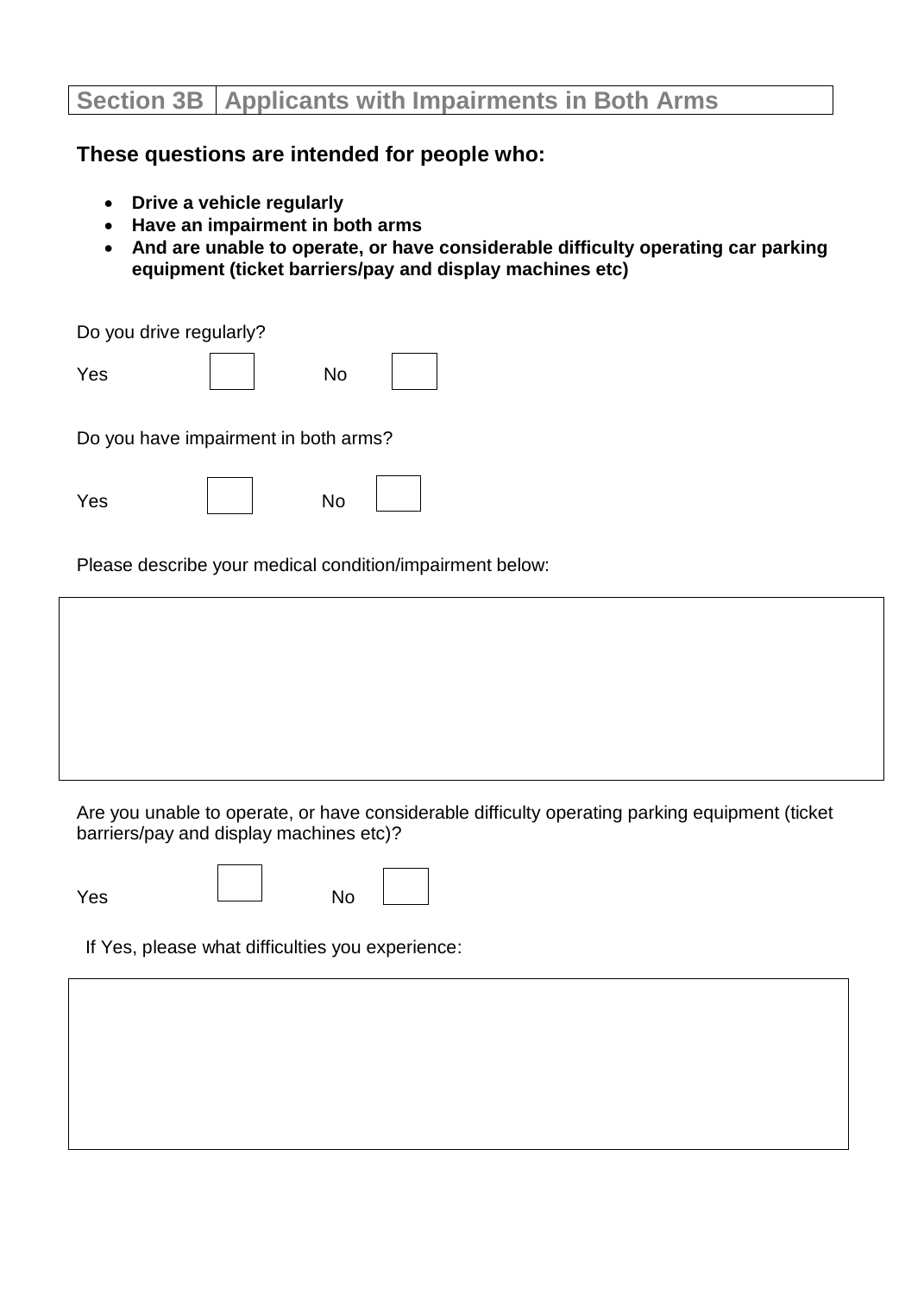## Section 3B | Applicants with Impairments in Both Arms

**These questions are intended for people who:**

- **Drive a vehicle regularly**
- **Have an impairment in both arms**
- **And are unable to operate, or have considerable difficulty operating car parking equipment (ticket barriers/pay and display machines etc)**

Do you drive regularly?

Yes ☐ No ☐

Do you have impairment in both arms?

Yes ☐ No ☐

Please describe your medical condition/impairment below:

| |
|---|
| |

Are you unable to operate, or have considerable difficulty operating parking equipment (ticket barriers/pay and display machines etc)?

Yes ☐ No ☐

If Yes, please what difficulties you experience:

| |
|---|
| |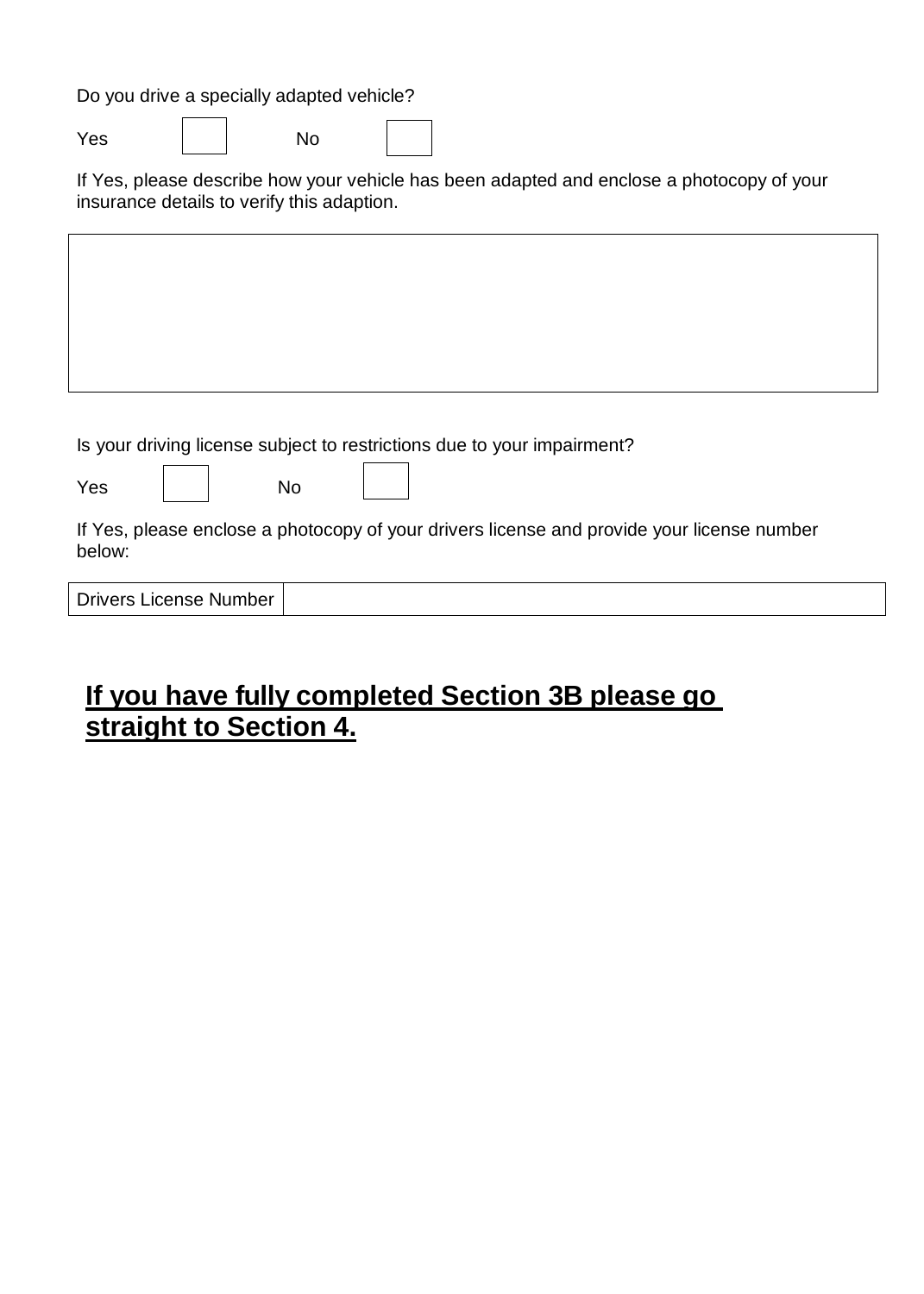Do you drive a specially adapted vehicle?

Yes ☐ No ☐

If Yes, please describe how your vehicle has been adapted and enclose a photocopy of your insurance details to verify this adaption.

| |
|---|
| |

Is your driving license subject to restrictions due to your impairment?

Yes ☐ No ☐

If Yes, please enclose a photocopy of your drivers license and provide your license number below:

| Drivers License Number | |
|---|---|

## **<u>If you have fully completed Section 3B please go straight to Section 4.</u>**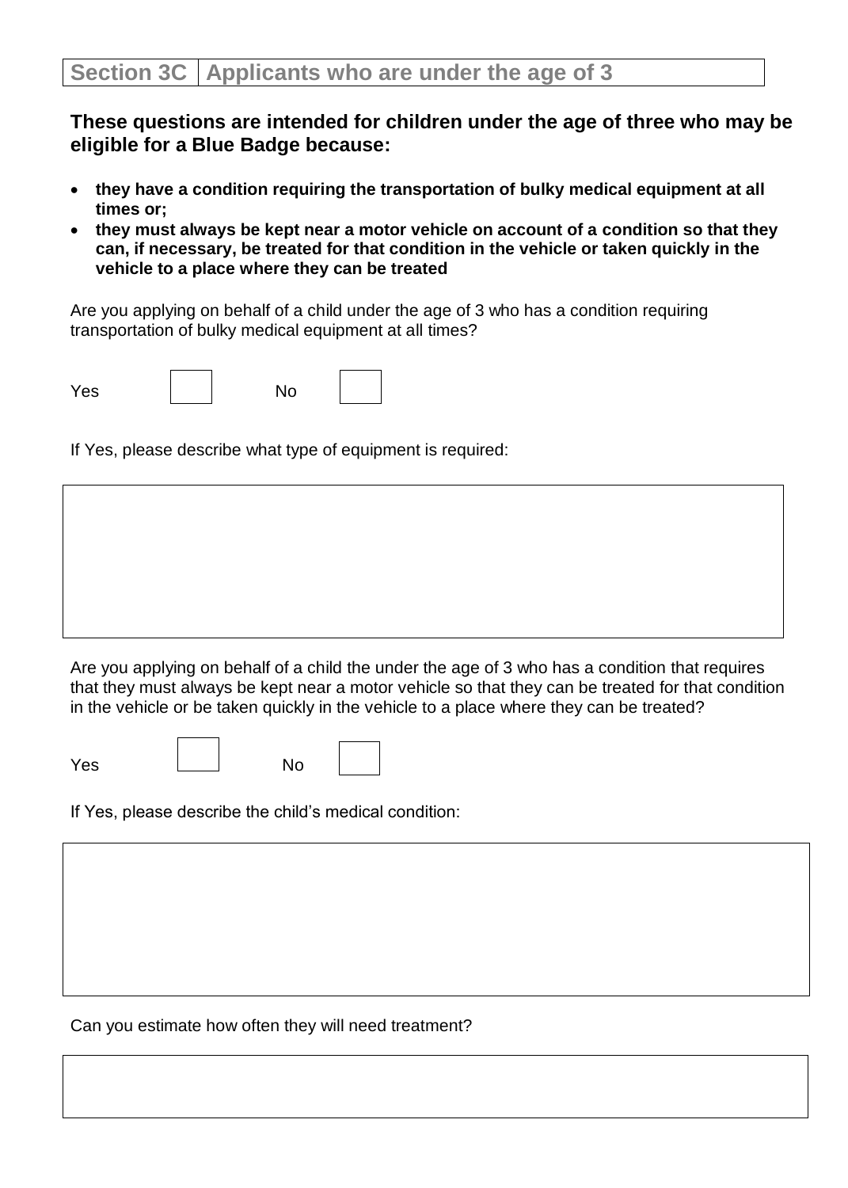## Section 3C | Applicants who are under the age of 3

**These questions are intended for children under the age of three who may be eligible for a Blue Badge because:**

- **they have a condition requiring the transportation of bulky medical equipment at all times or;**
- **they must always be kept near a motor vehicle on account of a condition so that they can, if necessary, be treated for that condition in the vehicle or taken quickly in the vehicle to a place where they can be treated**

Are you applying on behalf of a child under the age of 3 who has a condition requiring transportation of bulky medical equipment at all times?

Yes ☐ No ☐

If Yes, please describe what type of equipment is required:

| |
|---|
| |

Are you applying on behalf of a child the under the age of 3 who has a condition that requires that they must always be kept near a motor vehicle so that they can be treated for that condition in the vehicle or be taken quickly in the vehicle to a place where they can be treated?

Yes ☐ No ☐

If Yes, please describe the child's medical condition:

| |
|---|
| |

Can you estimate how often they will need treatment?

| |
|---|
| |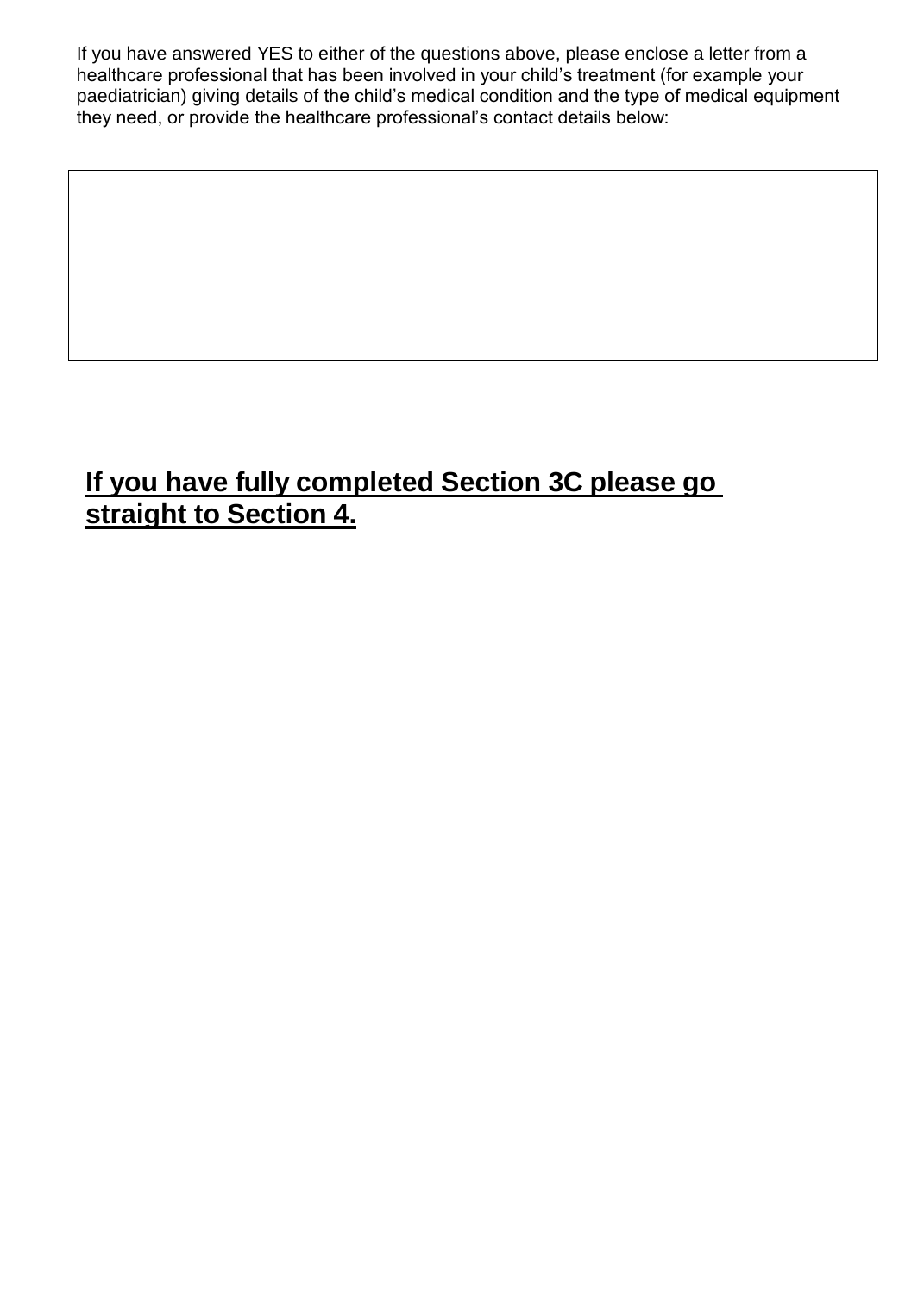If you have answered YES to either of the questions above, please enclose a letter from a healthcare professional that has been involved in your child's treatment (for example your paediatrician) giving details of the child's medical condition and the type of medical equipment they need, or provide the healthcare professional's contact details below:

| |
|---|
| |

<u>**If you have fully completed Section 3C please go straight to Section 4.**</u>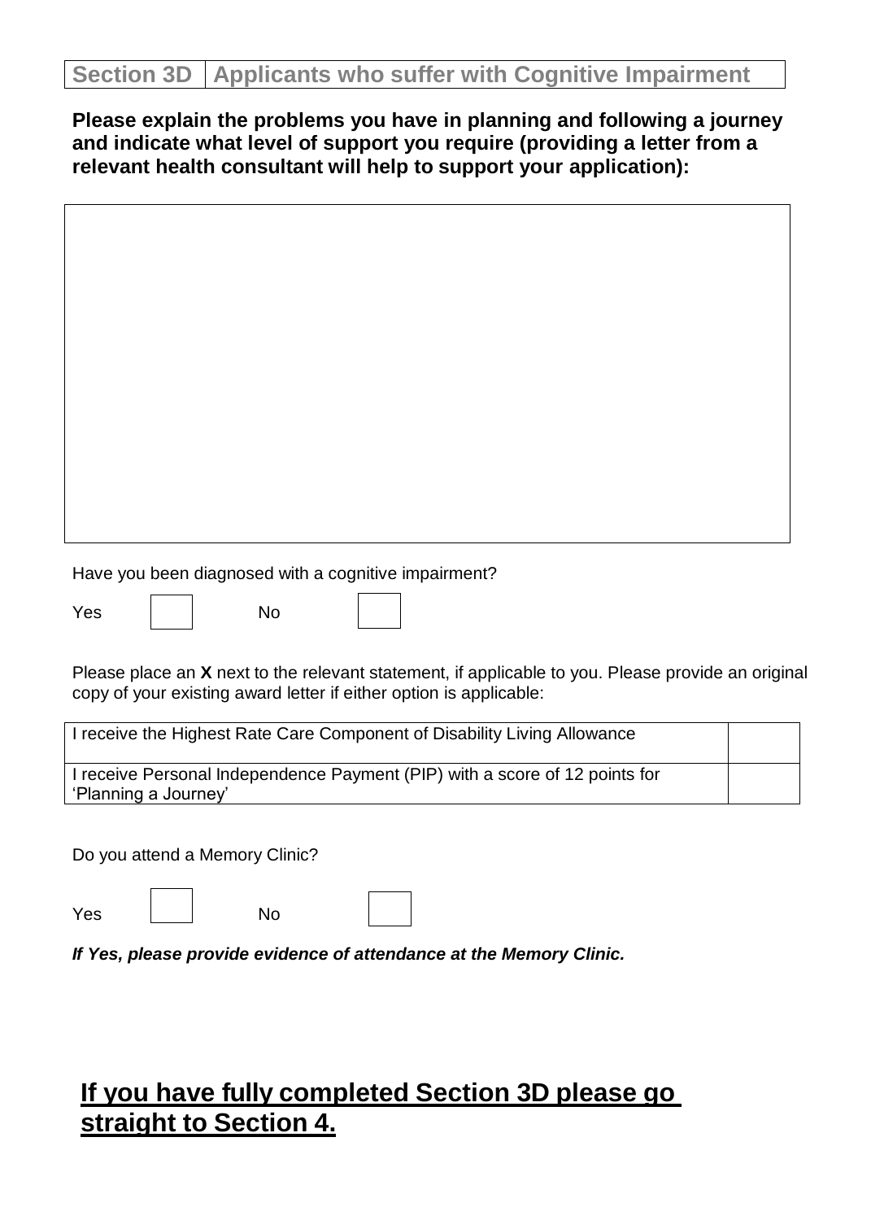| Section 3D | Applicants who suffer with Cognitive Impairment |
|---|---|

**Please explain the problems you have in planning and following a journey and indicate what level of support you require (providing a letter from a relevant health consultant will help to support your application):**

| |
|---|
| |

Have you been diagnosed with a cognitive impairment?

Yes ☐ No ☐

Please place an **X** next to the relevant statement, if applicable to you. Please provide an original copy of your existing award letter if either option is applicable:

| | |
|---|---|
| I receive the Highest Rate Care Component of Disability Living Allowance | |
| I receive Personal Independence Payment (PIP) with a score of 12 points for 'Planning a Journey' | |

Do you attend a Memory Clinic?

Yes ☐ No ☐

***If Yes, please provide evidence of attendance at the Memory Clinic.***

## **<u>If you have fully completed Section 3D please go straight to Section 4.</u>**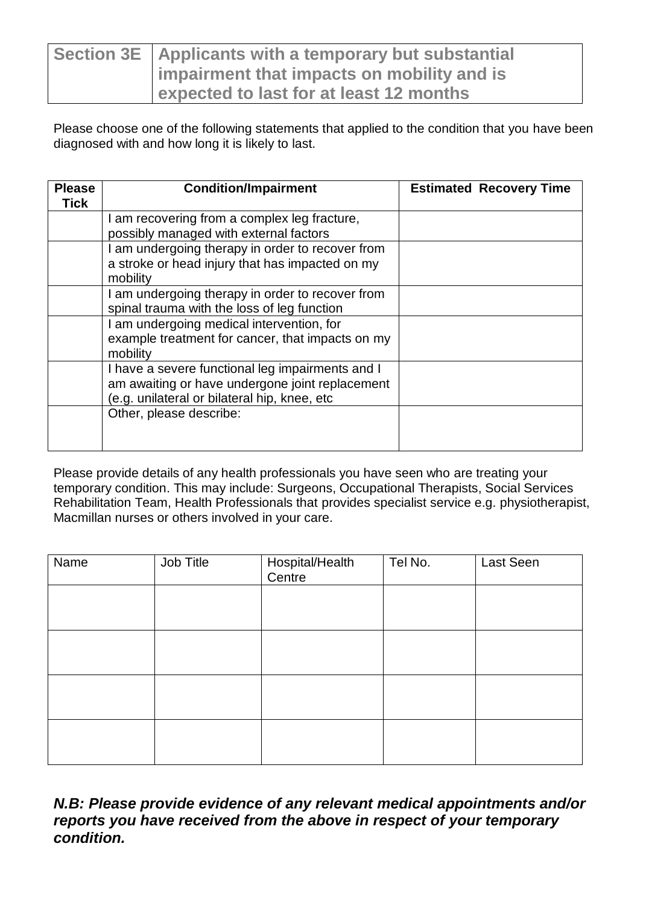| Section 3E | Applicants with a temporary but substantial impairment that impacts on mobility and is expected to last for at least 12 months |
|---|---|

Please choose one of the following statements that applied to the condition that you have been diagnosed with and how long it is likely to last.

| Please Tick | Condition/Impairment | Estimated Recovery Time |
|---|---|---|
| | I am recovering from a complex leg fracture, possibly managed with external factors | |
| | I am undergoing therapy in order to recover from a stroke or head injury that has impacted on my mobility | |
| | I am undergoing therapy in order to recover from spinal trauma with the loss of leg function | |
| | I am undergoing medical intervention, for example treatment for cancer, that impacts on my mobility | |
| | I have a severe functional leg impairments and I am awaiting or have undergone joint replacement (e.g. unilateral or bilateral hip, knee, etc | |
| | Other, please describe: | |

Please provide details of any health professionals you have seen who are treating your temporary condition. This may include: Surgeons, Occupational Therapists, Social Services Rehabilitation Team, Health Professionals that provides specialist service e.g. physiotherapist, Macmillan nurses or others involved in your care.

| Name | Job Title | Hospital/Health Centre | Tel No. | Last Seen |
|---|---|---|---|---|
| | | | | |
| | | | | |
| | | | | |
| | | | | |

***N.B: Please provide evidence of any relevant medical appointments and/or reports you have received from the above in respect of your temporary condition.***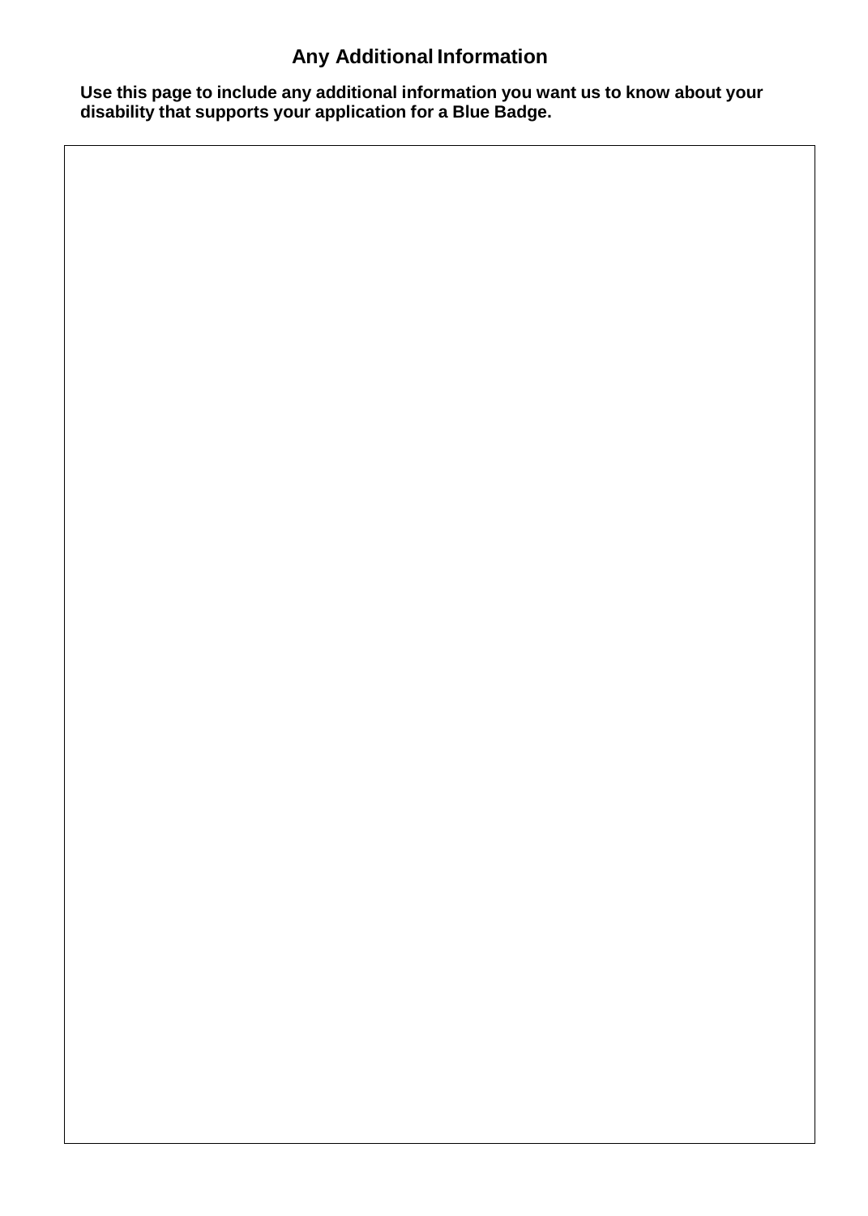## Any Additional Information

**Use this page to include any additional information you want us to know about your disability that supports your application for a Blue Badge.**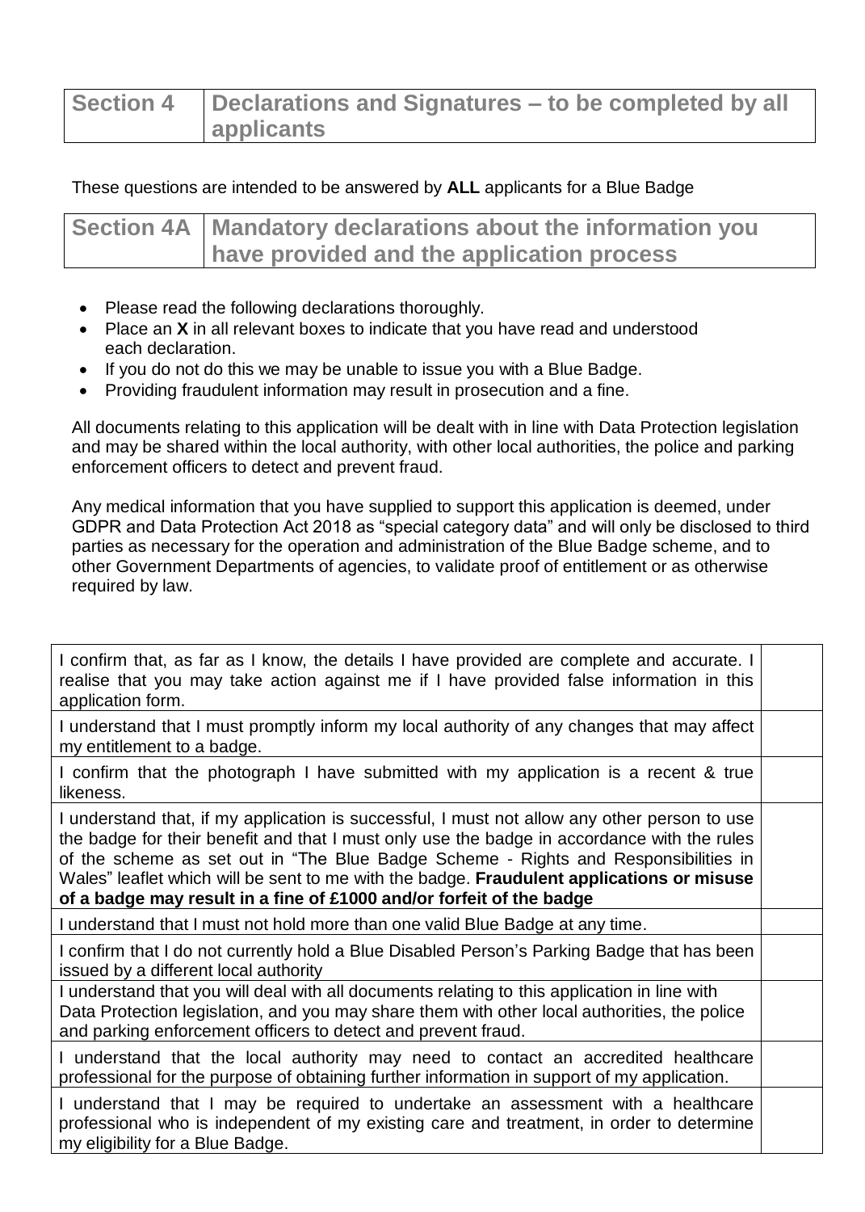| Section 4 | Declarations and Signatures – to be completed by all applicants |
| --- | --- |

These questions are intended to be answered by **ALL** applicants for a Blue Badge

| Section 4A | Mandatory declarations about the information you have provided and the application process |
| --- | --- |

- Please read the following declarations thoroughly.
- Place an **X** in all relevant boxes to indicate that you have read and understood each declaration.
- If you do not do this we may be unable to issue you with a Blue Badge.
- Providing fraudulent information may result in prosecution and a fine.

All documents relating to this application will be dealt with in line with Data Protection legislation and may be shared within the local authority, with other local authorities, the police and parking enforcement officers to detect and prevent fraud.

Any medical information that you have supplied to support this application is deemed, under GDPR and Data Protection Act 2018 as "special category data" and will only be disclosed to third parties as necessary for the operation and administration of the Blue Badge scheme, and to other Government Departments of agencies, to validate proof of entitlement or as otherwise required by law.

| Declaration | |
| --- | --- |
| I confirm that, as far as I know, the details I have provided are complete and accurate. I realise that you may take action against me if I have provided false information in this application form. | |
| I understand that I must promptly inform my local authority of any changes that may affect my entitlement to a badge. | |
| I confirm that the photograph I have submitted with my application is a recent & true likeness. | |
| I understand that, if my application is successful, I must not allow any other person to use the badge for their benefit and that I must only use the badge in accordance with the rules of the scheme as set out in "The Blue Badge Scheme - Rights and Responsibilities in Wales" leaflet which will be sent to me with the badge. **Fraudulent applications or misuse of a badge may result in a fine of £1000 and/or forfeit of the badge** | |
| I understand that I must not hold more than one valid Blue Badge at any time. | |
| I confirm that I do not currently hold a Blue Disabled Person's Parking Badge that has been issued by a different local authority | |
| I understand that you will deal with all documents relating to this application in line with Data Protection legislation, and you may share them with other local authorities, the police and parking enforcement officers to detect and prevent fraud. | |
| I understand that the local authority may need to contact an accredited healthcare professional for the purpose of obtaining further information in support of my application. | |
| I understand that I may be required to undertake an assessment with a healthcare professional who is independent of my existing care and treatment, in order to determine my eligibility for a Blue Badge. | |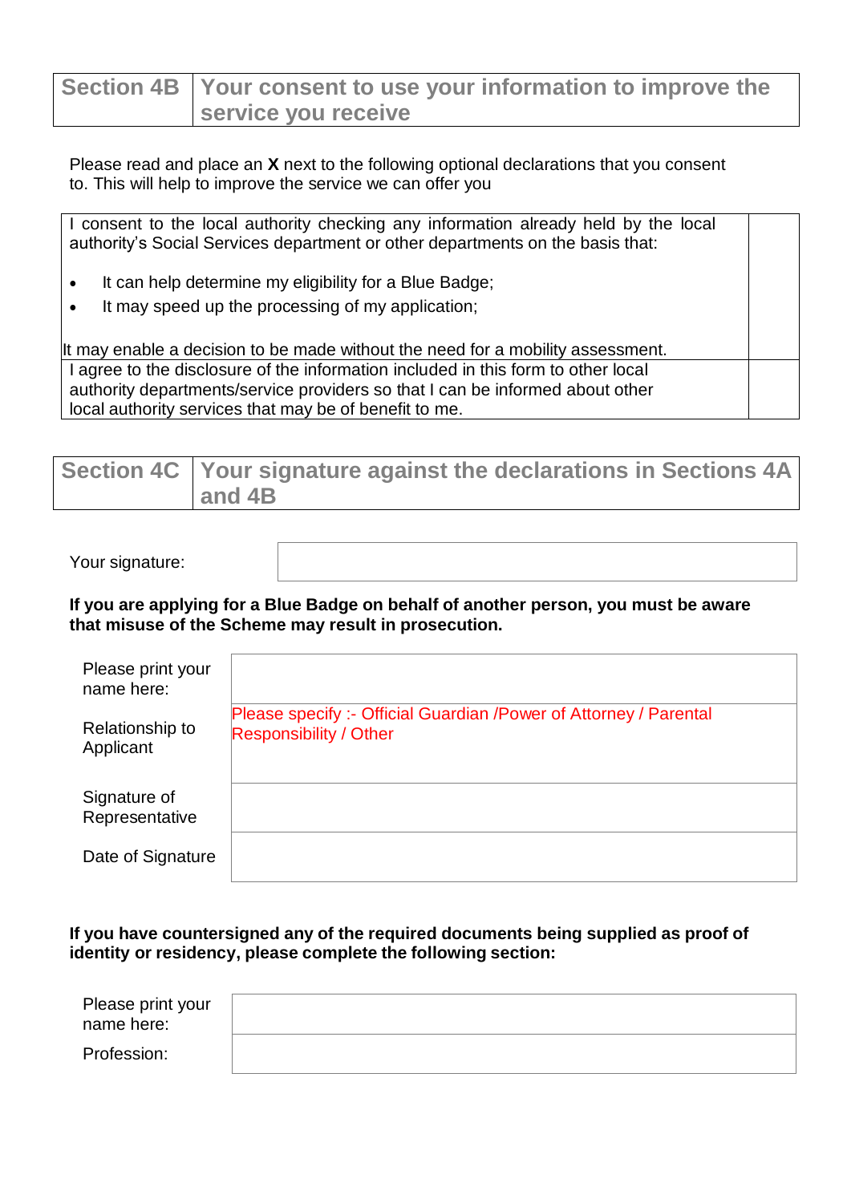## Section 4B | Your consent to use your information to improve the service you receive

Please read and place an **X** next to the following optional declarations that you consent to. This will help to improve the service we can offer you

| | |
|---|---|
| I consent to the local authority checking any information already held by the local authority's Social Services department or other departments on the basis that:<br>• It can help determine my eligibility for a Blue Badge;<br>• It may speed up the processing of my application;<br>It may enable a decision to be made without the need for a mobility assessment. | |
| I agree to the disclosure of the information included in this form to other local authority departments/service providers so that I can be informed about other local authority services that may be of benefit to me. | |

## Section 4C | Your signature against the declarations in Sections 4A and 4B

| | |
|---|---|
| Your signature: | |

**If you are applying for a Blue Badge on behalf of another person, you must be aware that misuse of the Scheme may result in prosecution.**

| | |
|---|---|
| Please print your name here: | |
| Relationship to Applicant | Please specify :- Official Guardian /Power of Attorney / Parental Responsibility / Other |
| Signature of Representative | |
| Date of Signature | |

**If you have countersigned any of the required documents being supplied as proof of identity or residency, please complete the following section:**

| | |
|---|---|
| Please print your name here: | |
| Profession: | |